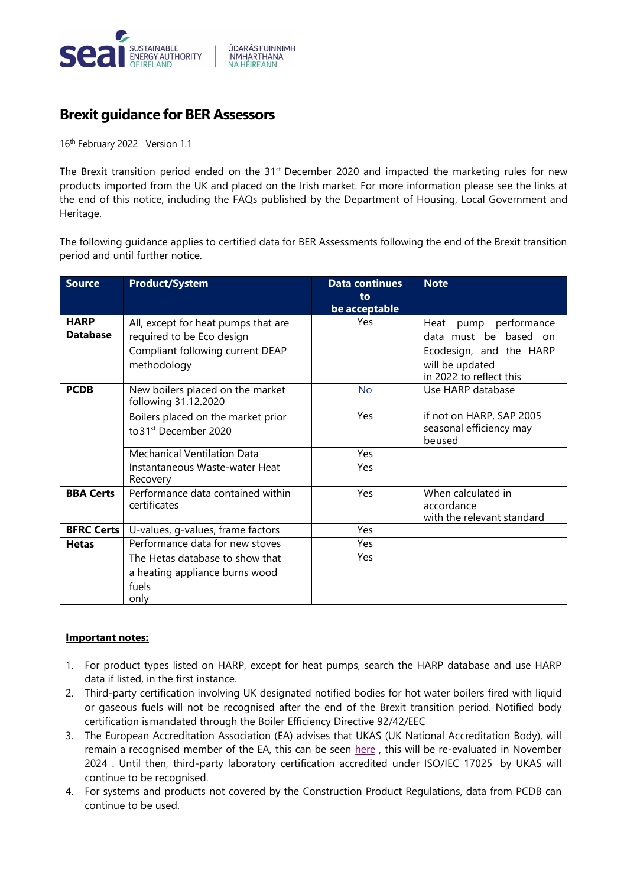# Brexit guidance for BER Assessors

16th February 2022 Version 1.1

The Brexit transition period ended on the 31st December 2020 and impacted the marketing rules for new products imported from the UK and placed on the Irish market. For more information please see the links at the end of this notice, including the FAQs published by the Department of Housing, Local Government and Heritage.

The following guidance applies to certified data for BER Assessments following the end of the Brexit transition period and until further notice.

| Source | Product/System | Data continues to be acceptable | Note |
|---|---|---|---|
| **HARP Database** | All, except for heat pumps that are required to be Eco design Compliant following current DEAP methodology | Yes | Heat pump performance data must be based on Ecodesign, and the HARP will be updated in 2022 to reflect this |
| **PCDB** | New boilers placed on the market following 31.12.2020 | No | Use HARP database |
| | Boilers placed on the market prior to31st December 2020 | Yes | if not on HARP, SAP 2005 seasonal efficiency may beused |
| | Mechanical Ventilation Data | Yes | |
| | Instantaneous Waste-water Heat Recovery | Yes | |
| **BBA Certs** | Performance data contained within certificates | Yes | When calculated in accordance with the relevant standard |
| **BFRC Certs** | U-values, g-values, frame factors | Yes | |
| **Hetas** | Performance data for new stoves | Yes | |
| | The Hetas database to show that a heating appliance burns wood fuels only | Yes | |

**Important notes:**

1. For product types listed on HARP, except for heat pumps, search the HARP database and use HARP data if listed, in the first instance.
2. Third-party certification involving UK designated notified bodies for hot water boilers fired with liquid or gaseous fuels will not be recognised after the end of the Brexit transition period. Notified body certification ismandated through the Boiler Efficiency Directive 92/42/EEC
3. The European Accreditation Association (EA) advises that UKAS (UK National Accreditation Body), will remain a recognised member of the EA, this can be seen here , this will be re-evaluated in November 2024 . Until then, third-party laboratory certification accredited under ISO/IEC 17025– by UKAS will continue to be recognised.
4. For systems and products not covered by the Construction Product Regulations, data from PCDB can continue to be used.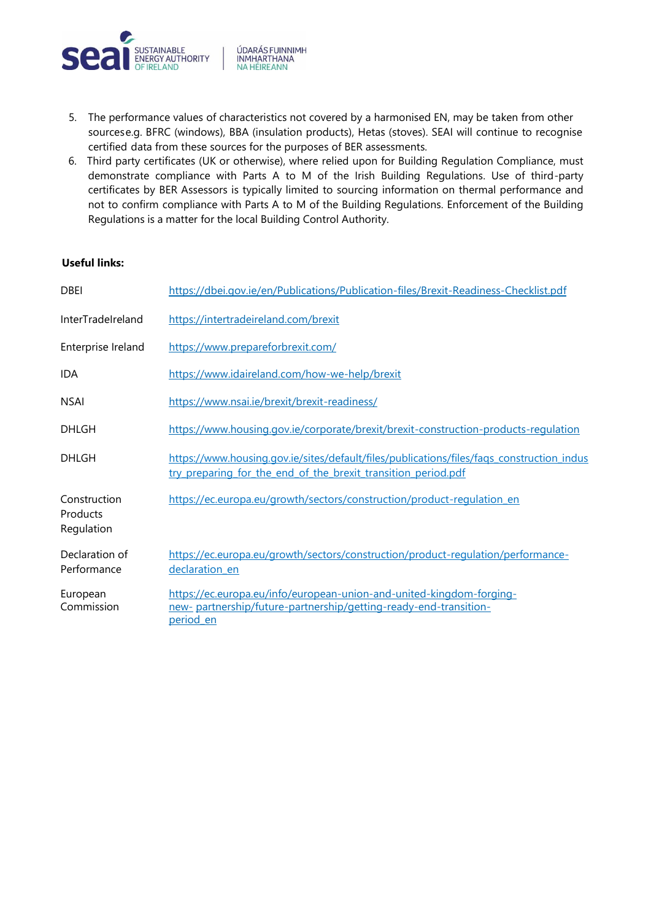5. The performance values of characteristics not covered by a harmonised EN, may be taken from other sources e.g. BFRC (windows), BBA (insulation products), Hetas (stoves). SEAI will continue to recognise certified data from these sources for the purposes of BER assessments.
6. Third party certificates (UK or otherwise), where relied upon for Building Regulation Compliance, must demonstrate compliance with Parts A to M of the Irish Building Regulations. Use of third-party certificates by BER Assessors is typically limited to sourcing information on thermal performance and not to confirm compliance with Parts A to M of the Building Regulations. Enforcement of the Building Regulations is a matter for the local Building Control Authority.

**Useful links:**

| | |
|---|---|
| DBEI | https://dbei.gov.ie/en/Publications/Publication-files/Brexit-Readiness-Checklist.pdf |
| InterTradeIreland | https://intertradeireland.com/brexit |
| Enterprise Ireland | https://www.prepareforbrexit.com/ |
| IDA | https://www.idaireland.com/how-we-help/brexit |
| NSAI | https://www.nsai.ie/brexit/brexit-readiness/ |
| DHLGH | https://www.housing.gov.ie/corporate/brexit/brexit-construction-products-regulation |
| DHLGH | https://www.housing.gov.ie/sites/default/files/publications/files/faqs_construction_industry_preparing_for_the_end_of_the_brexit_transition_period.pdf |
| Construction Products Regulation | https://ec.europa.eu/growth/sectors/construction/product-regulation_en |
| Declaration of Performance | https://ec.europa.eu/growth/sectors/construction/product-regulation/performance-declaration_en |
| European Commission | https://ec.europa.eu/info/european-union-and-united-kingdom-forging-new- partnership/future-partnership/getting-ready-end-transition-period_en |